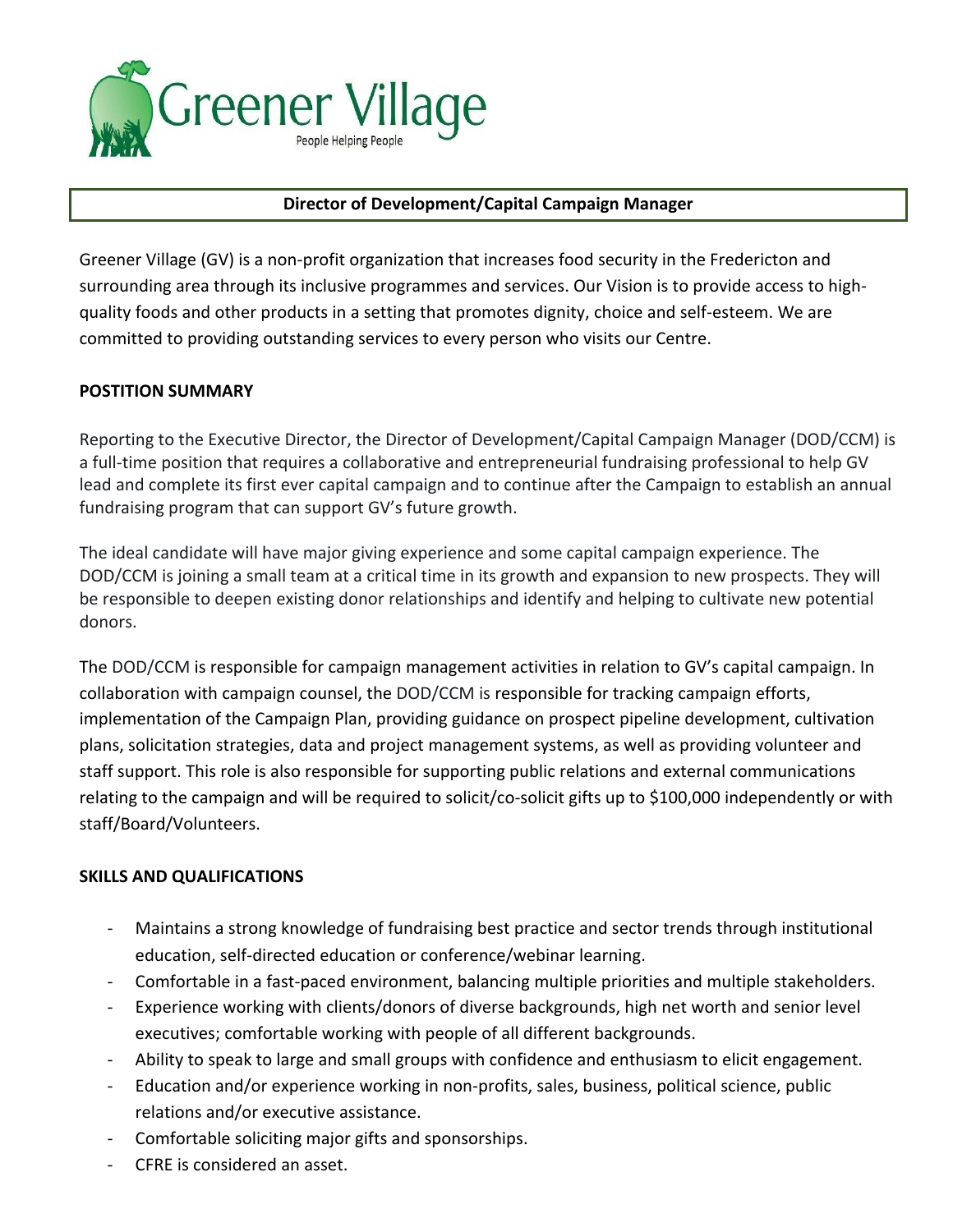Greener Village

People Helping People

# Director of Development/Capital Campaign Manager

Greener Village (GV) is a non-profit organization that increases food security in the Fredericton and surrounding area through its inclusive programmes and services. Our Vision is to provide access to high-quality foods and other products in a setting that promotes dignity, choice and self-esteem. We are committed to providing outstanding services to every person who visits our Centre.

## POSTITION SUMMARY

Reporting to the Executive Director, the Director of Development/Capital Campaign Manager (DOD/CCM) is a full-time position that requires a collaborative and entrepreneurial fundraising professional to help GV lead and complete its first ever capital campaign and to continue after the Campaign to establish an annual fundraising program that can support GV's future growth.

The ideal candidate will have major giving experience and some capital campaign experience. The DOD/CCM is joining a small team at a critical time in its growth and expansion to new prospects. They will be responsible to deepen existing donor relationships and identify and helping to cultivate new potential donors.

The DOD/CCM is responsible for campaign management activities in relation to GV's capital campaign. In collaboration with campaign counsel, the DOD/CCM is responsible for tracking campaign efforts, implementation of the Campaign Plan, providing guidance on prospect pipeline development, cultivation plans, solicitation strategies, data and project management systems, as well as providing volunteer and staff support. This role is also responsible for supporting public relations and external communications relating to the campaign and will be required to solicit/co-solicit gifts up to $100,000 independently or with staff/Board/Volunteers.

## SKILLS AND QUALIFICATIONS

- Maintains a strong knowledge of fundraising best practice and sector trends through institutional education, self-directed education or conference/webinar learning.
- Comfortable in a fast-paced environment, balancing multiple priorities and multiple stakeholders.
- Experience working with clients/donors of diverse backgrounds, high net worth and senior level executives; comfortable working with people of all different backgrounds.
- Ability to speak to large and small groups with confidence and enthusiasm to elicit engagement.
- Education and/or experience working in non-profits, sales, business, political science, public relations and/or executive assistance.
- Comfortable soliciting major gifts and sponsorships.
- CFRE is considered an asset.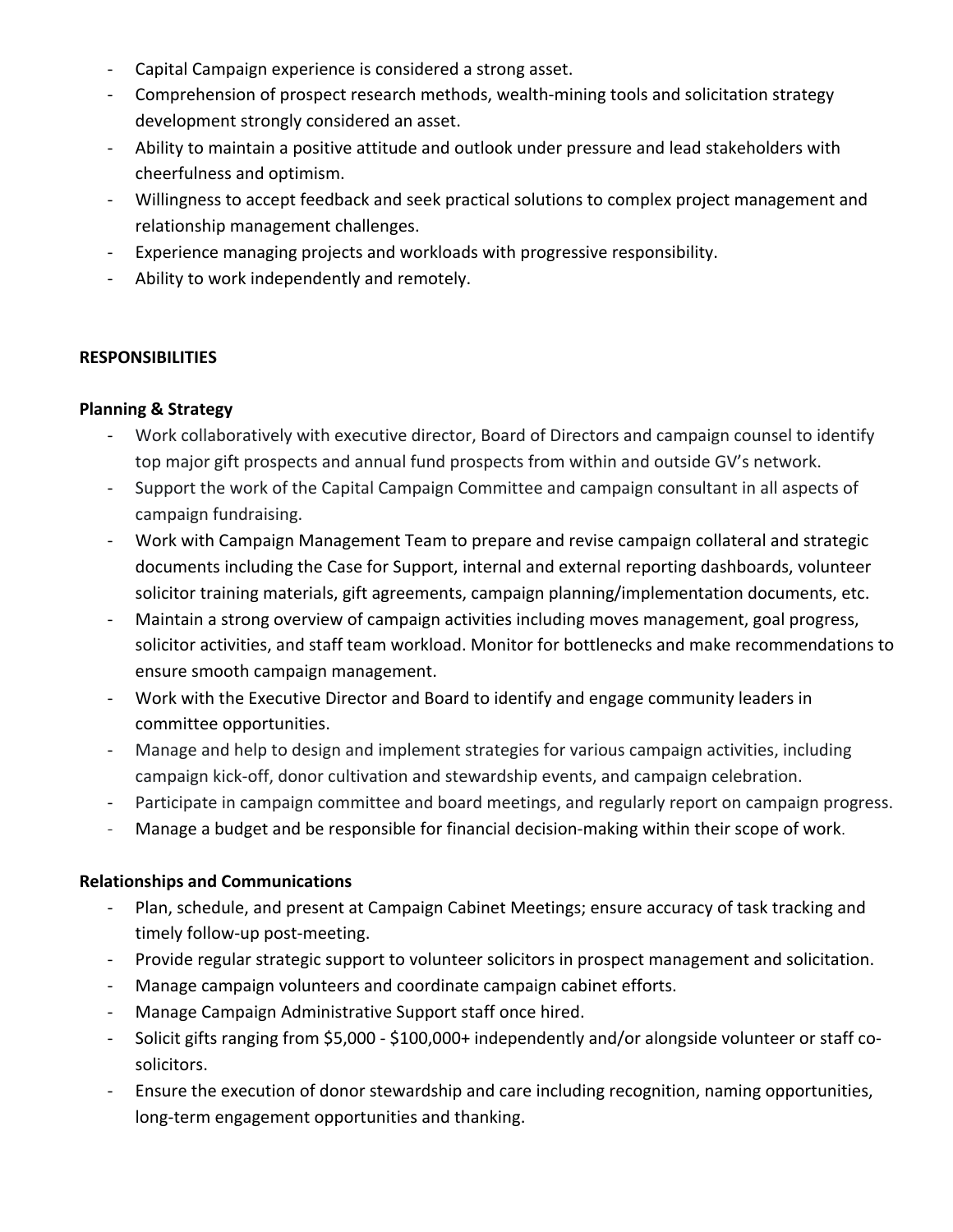- Capital Campaign experience is considered a strong asset.
- Comprehension of prospect research methods, wealth-mining tools and solicitation strategy development strongly considered an asset.
- Ability to maintain a positive attitude and outlook under pressure and lead stakeholders with cheerfulness and optimism.
- Willingness to accept feedback and seek practical solutions to complex project management and relationship management challenges.
- Experience managing projects and workloads with progressive responsibility.
- Ability to work independently and remotely.

**RESPONSIBILITIES**

**Planning & Strategy**

- Work collaboratively with executive director, Board of Directors and campaign counsel to identify top major gift prospects and annual fund prospects from within and outside GV's network.
- Support the work of the Capital Campaign Committee and campaign consultant in all aspects of campaign fundraising.
- Work with Campaign Management Team to prepare and revise campaign collateral and strategic documents including the Case for Support, internal and external reporting dashboards, volunteer solicitor training materials, gift agreements, campaign planning/implementation documents, etc.
- Maintain a strong overview of campaign activities including moves management, goal progress, solicitor activities, and staff team workload. Monitor for bottlenecks and make recommendations to ensure smooth campaign management.
- Work with the Executive Director and Board to identify and engage community leaders in committee opportunities.
- Manage and help to design and implement strategies for various campaign activities, including campaign kick-off, donor cultivation and stewardship events, and campaign celebration.
- Participate in campaign committee and board meetings, and regularly report on campaign progress.
- Manage a budget and be responsible for financial decision-making within their scope of work.

**Relationships and Communications**

- Plan, schedule, and present at Campaign Cabinet Meetings; ensure accuracy of task tracking and timely follow-up post-meeting.
- Provide regular strategic support to volunteer solicitors in prospect management and solicitation.
- Manage campaign volunteers and coordinate campaign cabinet efforts.
- Manage Campaign Administrative Support staff once hired.
- Solicit gifts ranging from $5,000 - $100,000+ independently and/or alongside volunteer or staff co-solicitors.
- Ensure the execution of donor stewardship and care including recognition, naming opportunities, long-term engagement opportunities and thanking.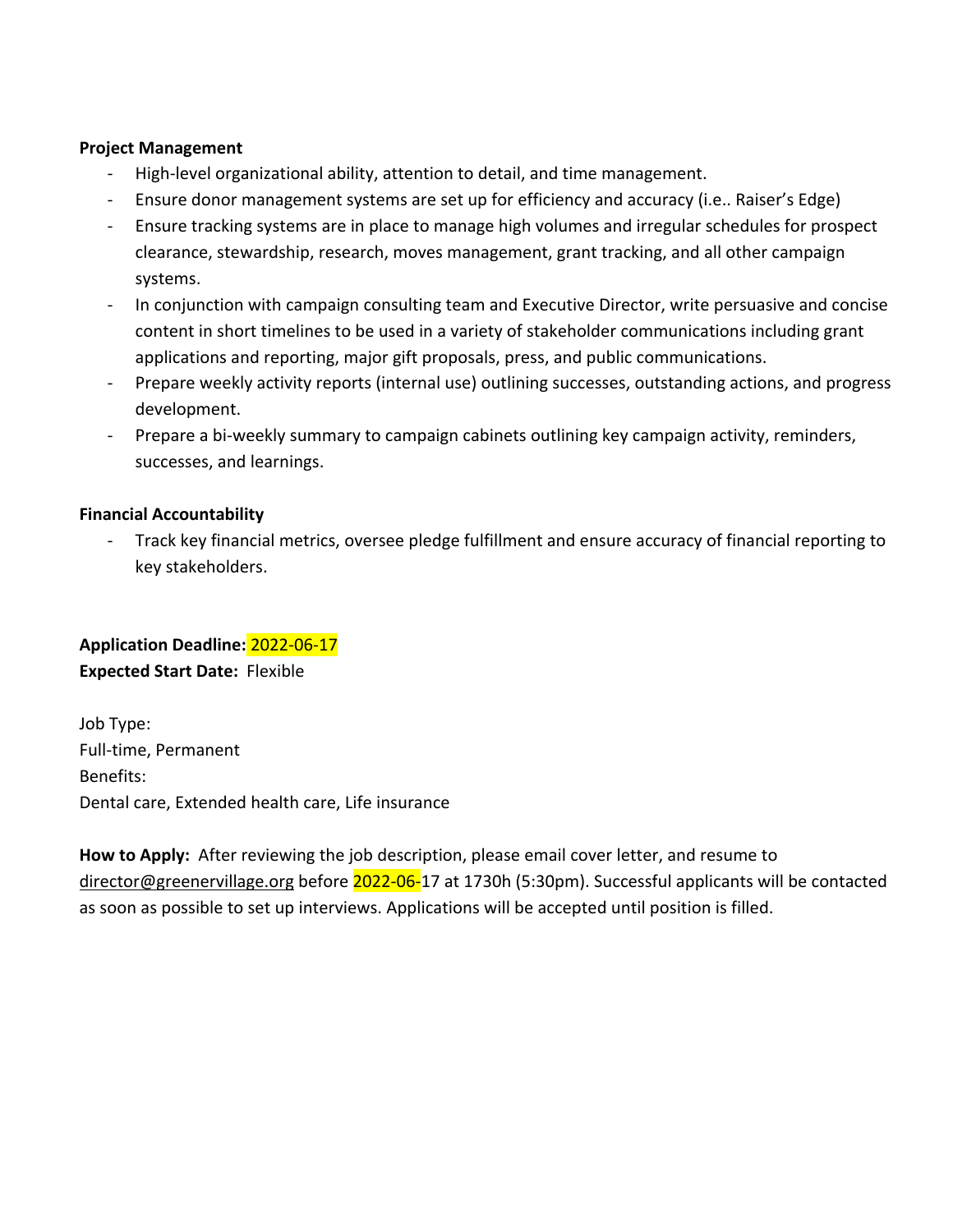**Project Management**

- High-level organizational ability, attention to detail, and time management.
- Ensure donor management systems are set up for efficiency and accuracy (i.e.. Raiser's Edge)
- Ensure tracking systems are in place to manage high volumes and irregular schedules for prospect clearance, stewardship, research, moves management, grant tracking, and all other campaign systems.
- In conjunction with campaign consulting team and Executive Director, write persuasive and concise content in short timelines to be used in a variety of stakeholder communications including grant applications and reporting, major gift proposals, press, and public communications.
- Prepare weekly activity reports (internal use) outlining successes, outstanding actions, and progress development.
- Prepare a bi-weekly summary to campaign cabinets outlining key campaign activity, reminders, successes, and learnings.

**Financial Accountability**

- Track key financial metrics, oversee pledge fulfillment and ensure accuracy of financial reporting to key stakeholders.

**Application Deadline:** 2022-06-17
**Expected Start Date:** Flexible

Job Type:
Full-time, Permanent
Benefits:
Dental care, Extended health care, Life insurance

**How to Apply:** After reviewing the job description, please email cover letter, and resume to director@greenervillage.org before 2022-06-17 at 1730h (5:30pm). Successful applicants will be contacted as soon as possible to set up interviews. Applications will be accepted until position is filled.